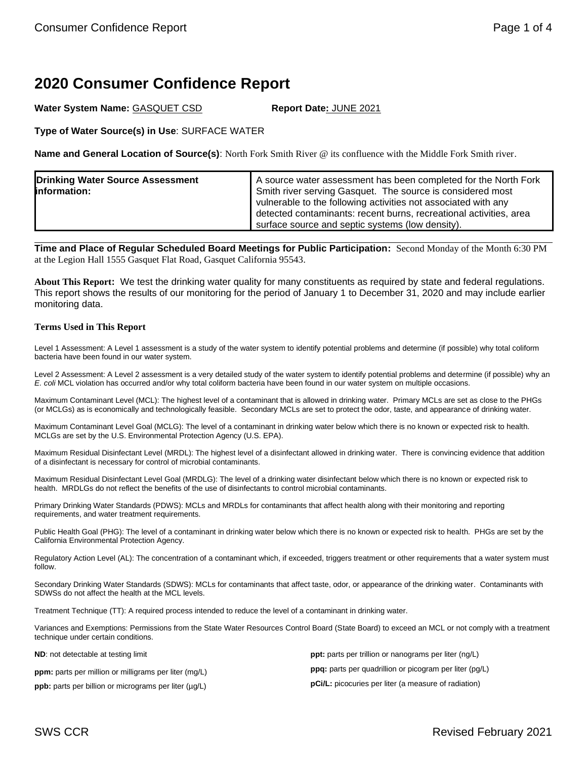# 2020 Consumer Confidence Report

**Water System Name:** GASQUET CSD **Report Date:** JUNE 2021

**Type of Water Source(s) in Use**: SURFACE WATER

**Name and General Location of Source(s)**: North Fork Smith River @ its confluence with the Middle Fork Smith river.

| **Drinking Water Source Assessment information:** | A source water assessment has been completed for the North Fork Smith river serving Gasquet. The source is considered most vulnerable to the following activities not associated with any detected contaminants: recent burns, recreational activities, area surface source and septic systems (low density). |
|---|---|

**Time and Place of Regular Scheduled Board Meetings for Public Participation:** Second Monday of the Month 6:30 PM at the Legion Hall 1555 Gasquet Flat Road, Gasquet California 95543.

**About This Report:** We test the drinking water quality for many constituents as required by state and federal regulations. This report shows the results of our monitoring for the period of January 1 to December 31, 2020 and may include earlier monitoring data.

### Terms Used in This Report

Level 1 Assessment: A Level 1 assessment is a study of the water system to identify potential problems and determine (if possible) why total coliform bacteria have been found in our water system.

Level 2 Assessment: A Level 2 assessment is a very detailed study of the water system to identify potential problems and determine (if possible) why an *E. coli* MCL violation has occurred and/or why total coliform bacteria have been found in our water system on multiple occasions.

Maximum Contaminant Level (MCL): The highest level of a contaminant that is allowed in drinking water. Primary MCLs are set as close to the PHGs (or MCLGs) as is economically and technologically feasible. Secondary MCLs are set to protect the odor, taste, and appearance of drinking water.

Maximum Contaminant Level Goal (MCLG): The level of a contaminant in drinking water below which there is no known or expected risk to health. MCLGs are set by the U.S. Environmental Protection Agency (U.S. EPA).

Maximum Residual Disinfectant Level (MRDL): The highest level of a disinfectant allowed in drinking water. There is convincing evidence that addition of a disinfectant is necessary for control of microbial contaminants.

Maximum Residual Disinfectant Level Goal (MRDLG): The level of a drinking water disinfectant below which there is no known or expected risk to health. MRDLGs do not reflect the benefits of the use of disinfectants to control microbial contaminants.

Primary Drinking Water Standards (PDWS): MCLs and MRDLs for contaminants that affect health along with their monitoring and reporting requirements, and water treatment requirements.

Public Health Goal (PHG): The level of a contaminant in drinking water below which there is no known or expected risk to health. PHGs are set by the California Environmental Protection Agency.

Regulatory Action Level (AL): The concentration of a contaminant which, if exceeded, triggers treatment or other requirements that a water system must follow.

Secondary Drinking Water Standards (SDWS): MCLs for contaminants that affect taste, odor, or appearance of the drinking water. Contaminants with SDWSs do not affect the health at the MCL levels.

Treatment Technique (TT): A required process intended to reduce the level of a contaminant in drinking water.

Variances and Exemptions: Permissions from the State Water Resources Control Board (State Board) to exceed an MCL or not comply with a treatment technique under certain conditions.

**ND**: not detectable at testing limit

**ppm:** parts per million or milligrams per liter (mg/L)

**ppb:** parts per billion or micrograms per liter (µg/L)

**ppt:** parts per trillion or nanograms per liter (ng/L)

**ppq:** parts per quadrillion or picogram per liter (pg/L)

**pCi/L:** picocuries per liter (a measure of radiation)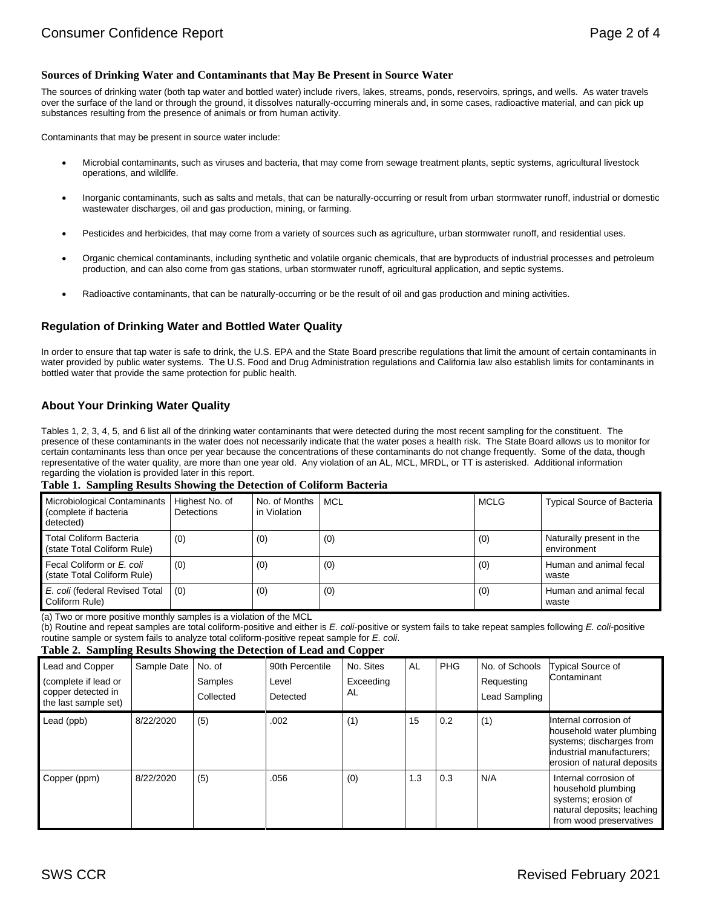### Sources of Drinking Water and Contaminants that May Be Present in Source Water

The sources of drinking water (both tap water and bottled water) include rivers, lakes, streams, ponds, reservoirs, springs, and wells. As water travels over the surface of the land or through the ground, it dissolves naturally-occurring minerals and, in some cases, radioactive material, and can pick up substances resulting from the presence of animals or from human activity.

Contaminants that may be present in source water include:

- Microbial contaminants, such as viruses and bacteria, that may come from sewage treatment plants, septic systems, agricultural livestock operations, and wildlife.
- Inorganic contaminants, such as salts and metals, that can be naturally-occurring or result from urban stormwater runoff, industrial or domestic wastewater discharges, oil and gas production, mining, or farming.
- Pesticides and herbicides, that may come from a variety of sources such as agriculture, urban stormwater runoff, and residential uses.
- Organic chemical contaminants, including synthetic and volatile organic chemicals, that are byproducts of industrial processes and petroleum production, and can also come from gas stations, urban stormwater runoff, agricultural application, and septic systems.
- Radioactive contaminants, that can be naturally-occurring or be the result of oil and gas production and mining activities.

### Regulation of Drinking Water and Bottled Water Quality

In order to ensure that tap water is safe to drink, the U.S. EPA and the State Board prescribe regulations that limit the amount of certain contaminants in water provided by public water systems. The U.S. Food and Drug Administration regulations and California law also establish limits for contaminants in bottled water that provide the same protection for public health.

### About Your Drinking Water Quality

Tables 1, 2, 3, 4, 5, and 6 list all of the drinking water contaminants that were detected during the most recent sampling for the constituent. The presence of these contaminants in the water does not necessarily indicate that the water poses a health risk. The State Board allows us to monitor for certain contaminants less than once per year because the concentrations of these contaminants do not change frequently. Some of the data, though representative of the water quality, are more than one year old. Any violation of an AL, MCL, MRDL, or TT is asterisked. Additional information regarding the violation is provided later in this report.

**Table 1. Sampling Results Showing the Detection of Coliform Bacteria**

| Microbiological Contaminants (complete if bacteria detected) | Highest No. of Detections | No. of Months in Violation | MCL | MCLG | Typical Source of Bacteria |
|---|---|---|---|---|---|
| Total Coliform Bacteria (state Total Coliform Rule) | (0) | (0) | (0) | (0) | Naturally present in the environment |
| Fecal Coliform or *E. coli* (state Total Coliform Rule) | (0) | (0) | (0) | (0) | Human and animal fecal waste |
| *E. coli* (federal Revised Total Coliform Rule) | (0) | (0) | (0) | (0) | Human and animal fecal waste |

(a) Two or more positive monthly samples is a violation of the MCL

(b) Routine and repeat samples are total coliform-positive and either is *E. coli*-positive or system fails to take repeat samples following *E. coli*-positive routine sample or system fails to analyze total coliform-positive repeat sample for *E. coli*.

**Table 2. Sampling Results Showing the Detection of Lead and Copper**

| Lead and Copper (complete if lead or copper detected in the last sample set) | Sample Date | No. of Samples Collected | 90th Percentile Level Detected | No. Sites Exceeding AL | AL | PHG | No. of Schools Requesting Lead Sampling | Typical Source of Contaminant |
|---|---|---|---|---|---|---|---|---|
| Lead (ppb) | 8/22/2020 | (5) | .002 | (1) | 15 | 0.2 | (1) | Internal corrosion of household water plumbing systems; discharges from industrial manufacturers; erosion of natural deposits |
| Copper (ppm) | 8/22/2020 | (5) | .056 | (0) | 1.3 | 0.3 | N/A | Internal corrosion of household plumbing systems; erosion of natural deposits; leaching from wood preservatives |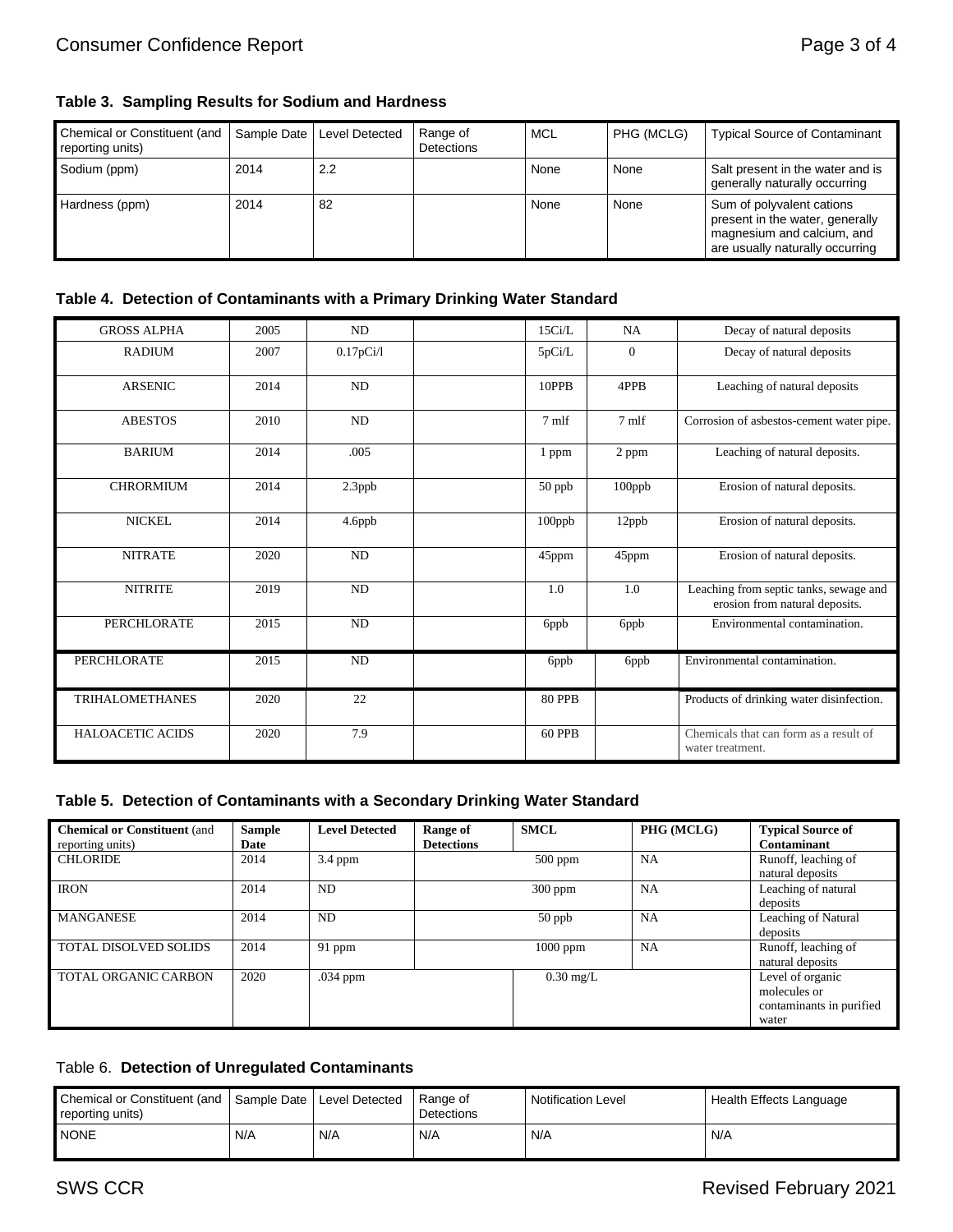**Table 3. Sampling Results for Sodium and Hardness**

| Chemical or Constituent (and reporting units) | Sample Date | Level Detected | Range of Detections | MCL | PHG (MCLG) | Typical Source of Contaminant |
|---|---|---|---|---|---|---|
| Sodium (ppm) | 2014 | 2.2 | | None | None | Salt present in the water and is generally naturally occurring |
| Hardness (ppm) | 2014 | 82 | | None | None | Sum of polyvalent cations present in the water, generally magnesium and calcium, and are usually naturally occurring |

**Table 4. Detection of Contaminants with a Primary Drinking Water Standard**

| | | | | | | |
|---|---|---|---|---|---|---|
| GROSS ALPHA | 2005 | ND | | 15Ci/L | NA | Decay of natural deposits |
| RADIUM | 2007 | 0.17pCi/l | | 5pCi/L | 0 | Decay of natural deposits |
| ARSENIC | 2014 | ND | | 10PPB | 4PPB | Leaching of natural deposits |
| ABESTOS | 2010 | ND | | 7 mlf | 7 mlf | Corrosion of asbestos-cement water pipe. |
| BARIUM | 2014 | .005 | | 1 ppm | 2 ppm | Leaching of natural deposits. |
| CHRORMIUM | 2014 | 2.3ppb | | 50 ppb | 100ppb | Erosion of natural deposits. |
| NICKEL | 2014 | 4.6ppb | | 100ppb | 12ppb | Erosion of natural deposits. |
| NITRATE | 2020 | ND | | 45ppm | 45ppm | Erosion of natural deposits. |
| NITRITE | 2019 | ND | | 1.0 | 1.0 | Leaching from septic tanks, sewage and erosion from natural deposits. |
| PERCHLORATE | 2015 | ND | | 6ppb | 6ppb | Environmental contamination. |
| PERCHLORATE | 2015 | ND | | 6ppb | 6ppb | Environmental contamination. |
| TRIHALOMETHANES | 2020 | 22 | | 80 PPB | | Products of drinking water disinfection. |
| HALOACETIC ACIDS | 2020 | 7.9 | | 60 PPB | | Chemicals that can form as a result of water treatment. |

**Table 5. Detection of Contaminants with a Secondary Drinking Water Standard**

| Chemical or Constituent (and reporting units) | Sample Date | Level Detected | Range of Detections | SMCL | PHG (MCLG) | Typical Source of Contaminant |
|---|---|---|---|---|---|---|
| CHLORIDE | 2014 | 3.4 ppm | | 500 ppm | NA | Runoff, leaching of natural deposits |
| IRON | 2014 | ND | | 300 ppm | NA | Leaching of natural deposits |
| MANGANESE | 2014 | ND | | 50 ppb | NA | Leaching of Natural deposits |
| TOTAL DISOLVED SOLIDS | 2014 | 91 ppm | | 1000 ppm | NA | Runoff, leaching of natural deposits |
| TOTAL ORGANIC CARBON | 2020 | .034 ppm | | 0.30 mg/L | | Level of organic molecules or contaminants in purified water |

Table 6. **Detection of Unregulated Contaminants**

| Chemical or Constituent (and reporting units) | Sample Date | Level Detected | Range of Detections | Notification Level | Health Effects Language |
|---|---|---|---|---|---|
| NONE | N/A | N/A | N/A | N/A | N/A |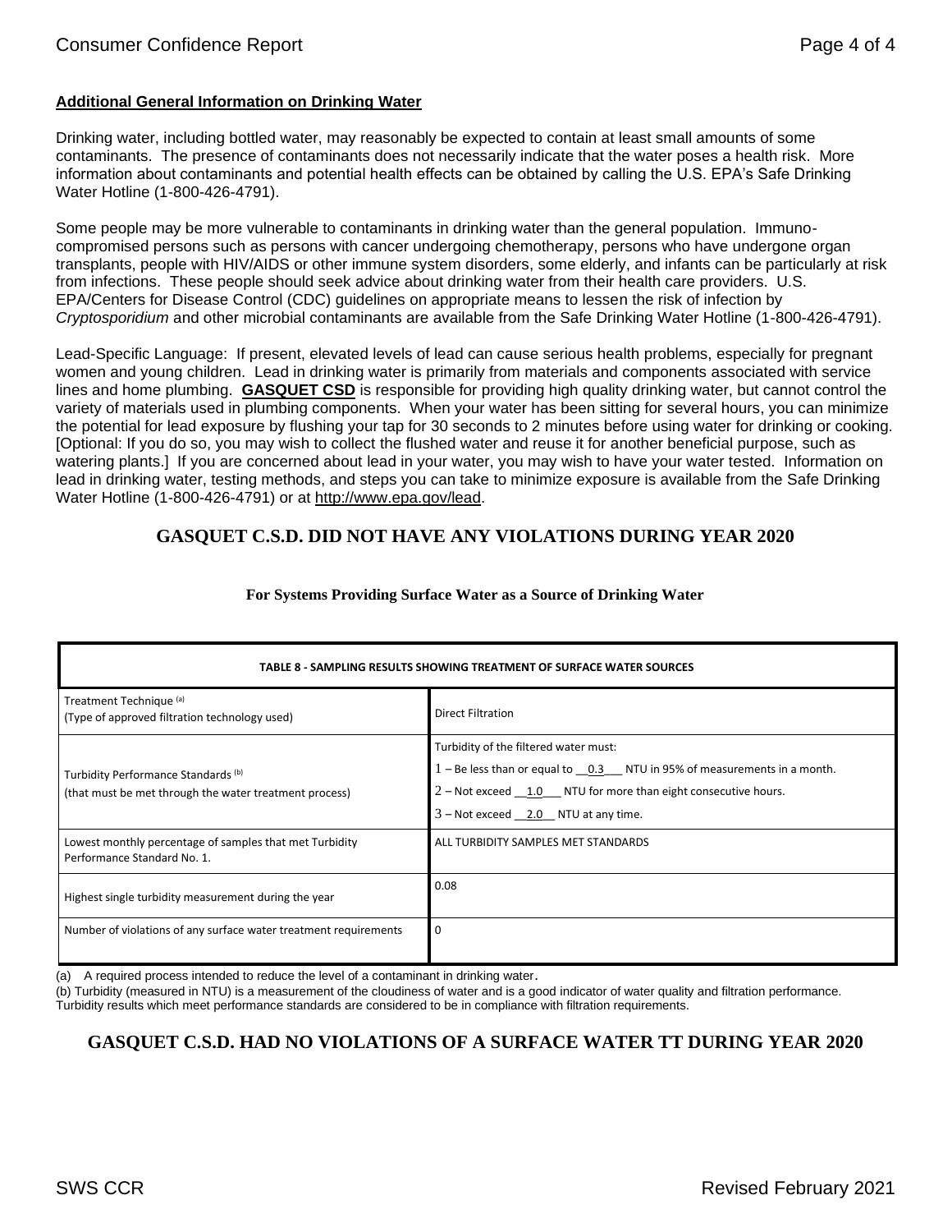**Additional General Information on Drinking Water**

Drinking water, including bottled water, may reasonably be expected to contain at least small amounts of some contaminants. The presence of contaminants does not necessarily indicate that the water poses a health risk. More information about contaminants and potential health effects can be obtained by calling the U.S. EPA's Safe Drinking Water Hotline (1-800-426-4791).

Some people may be more vulnerable to contaminants in drinking water than the general population. Immuno-compromised persons such as persons with cancer undergoing chemotherapy, persons who have undergone organ transplants, people with HIV/AIDS or other immune system disorders, some elderly, and infants can be particularly at risk from infections. These people should seek advice about drinking water from their health care providers. U.S. EPA/Centers for Disease Control (CDC) guidelines on appropriate means to lessen the risk of infection by *Cryptosporidium* and other microbial contaminants are available from the Safe Drinking Water Hotline (1-800-426-4791).

Lead-Specific Language: If present, elevated levels of lead can cause serious health problems, especially for pregnant women and young children. Lead in drinking water is primarily from materials and components associated with service lines and home plumbing. **GASQUET CSD** is responsible for providing high quality drinking water, but cannot control the variety of materials used in plumbing components. When your water has been sitting for several hours, you can minimize the potential for lead exposure by flushing your tap for 30 seconds to 2 minutes before using water for drinking or cooking. [Optional: If you do so, you may wish to collect the flushed water and reuse it for another beneficial purpose, such as watering plants.] If you are concerned about lead in your water, you may wish to have your water tested. Information on lead in drinking water, testing methods, and steps you can take to minimize exposure is available from the Safe Drinking Water Hotline (1-800-426-4791) or at http://www.epa.gov/lead.

## GASQUET C.S.D. DID NOT HAVE ANY VIOLATIONS DURING YEAR 2020

**For Systems Providing Surface Water as a Source of Drinking Water**

| TABLE 8 - SAMPLING RESULTS SHOWING TREATMENT OF SURFACE WATER SOURCES | |
|---|---|
| Treatment Technique [(a)] (Type of approved filtration technology used) | Direct Filtration |
| Turbidity Performance Standards [(b)] (that must be met through the water treatment process) | Turbidity of the filtered water must: 1 – Be less than or equal to 0.3 NTU in 95% of measurements in a month. 2 – Not exceed 1.0 NTU for more than eight consecutive hours. 3 – Not exceed 2.0 NTU at any time. |
| Lowest monthly percentage of samples that met Turbidity Performance Standard No. 1. | ALL TURBIDITY SAMPLES MET STANDARDS |
| Highest single turbidity measurement during the year | 0.08 |
| Number of violations of any surface water treatment requirements | 0 |

(a) A required process intended to reduce the level of a contaminant in drinking water.

(b) Turbidity (measured in NTU) is a measurement of the cloudiness of water and is a good indicator of water quality and filtration performance. Turbidity results which meet performance standards are considered to be in compliance with filtration requirements.

## GASQUET C.S.D. HAD NO VIOLATIONS OF A SURFACE WATER TT DURING YEAR 2020